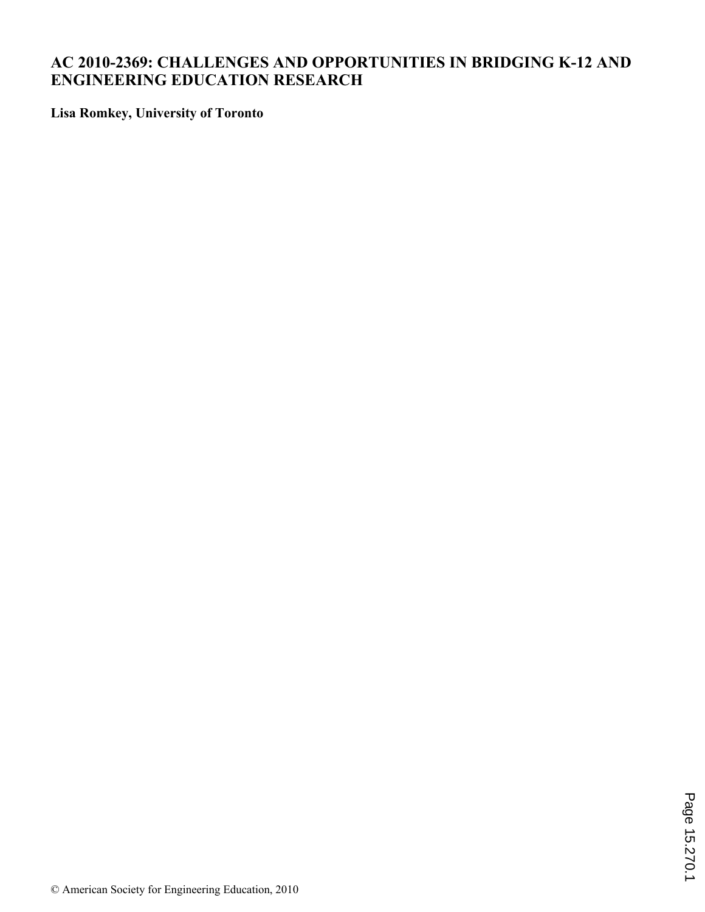# AC 2010-2369: CHALLENGES AND OPPORTUNITIES IN BRIDGING K-12 AND ENGINEERING EDUCATION RESEARCH

**Lisa Romkey, University of Toronto**

© American Society for Engineering Education, 2010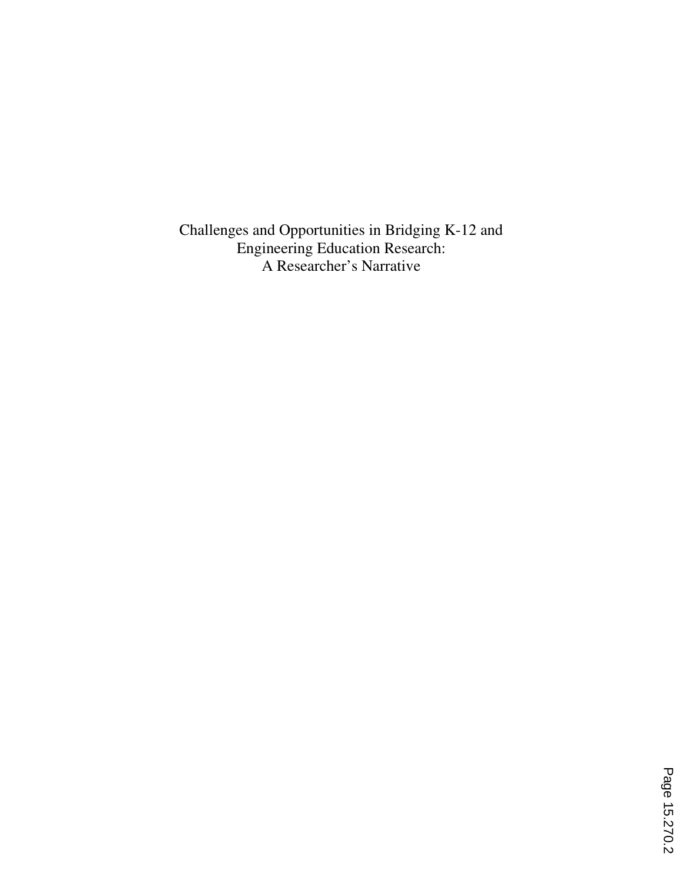# Challenges and Opportunities in Bridging K-12 and Engineering Education Research: A Researcher's Narrative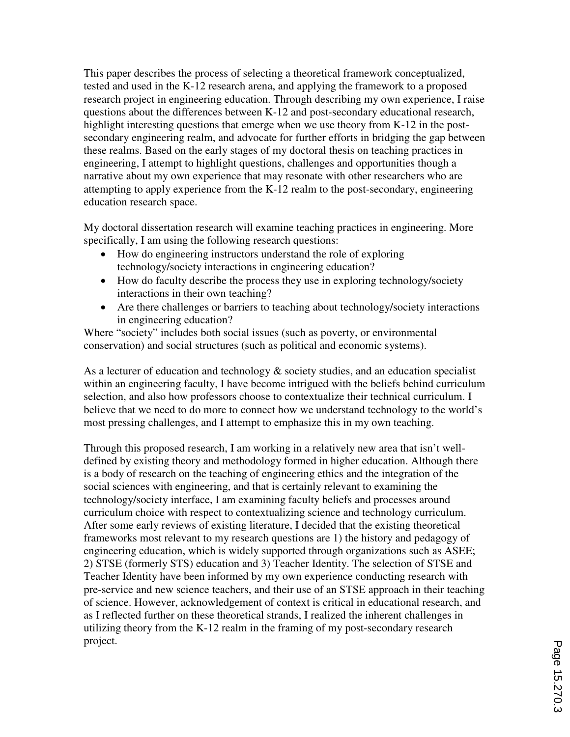This paper describes the process of selecting a theoretical framework conceptualized, tested and used in the K-12 research arena, and applying the framework to a proposed research project in engineering education. Through describing my own experience, I raise questions about the differences between K-12 and post-secondary educational research, highlight interesting questions that emerge when we use theory from K-12 in the post-secondary engineering realm, and advocate for further efforts in bridging the gap between these realms. Based on the early stages of my doctoral thesis on teaching practices in engineering, I attempt to highlight questions, challenges and opportunities though a narrative about my own experience that may resonate with other researchers who are attempting to apply experience from the K-12 realm to the post-secondary, engineering education research space.

My doctoral dissertation research will examine teaching practices in engineering. More specifically, I am using the following research questions:

- How do engineering instructors understand the role of exploring technology/society interactions in engineering education?
- How do faculty describe the process they use in exploring technology/society interactions in their own teaching?
- Are there challenges or barriers to teaching about technology/society interactions in engineering education?

Where "society" includes both social issues (such as poverty, or environmental conservation) and social structures (such as political and economic systems).

As a lecturer of education and technology & society studies, and an education specialist within an engineering faculty, I have become intrigued with the beliefs behind curriculum selection, and also how professors choose to contextualize their technical curriculum. I believe that we need to do more to connect how we understand technology to the world's most pressing challenges, and I attempt to emphasize this in my own teaching.

Through this proposed research, I am working in a relatively new area that isn't well-defined by existing theory and methodology formed in higher education. Although there is a body of research on the teaching of engineering ethics and the integration of the social sciences with engineering, and that is certainly relevant to examining the technology/society interface, I am examining faculty beliefs and processes around curriculum choice with respect to contextualizing science and technology curriculum. After some early reviews of existing literature, I decided that the existing theoretical frameworks most relevant to my research questions are 1) the history and pedagogy of engineering education, which is widely supported through organizations such as ASEE; 2) STSE (formerly STS) education and 3) Teacher Identity. The selection of STSE and Teacher Identity have been informed by my own experience conducting research with pre-service and new science teachers, and their use of an STSE approach in their teaching of science. However, acknowledgement of context is critical in educational research, and as I reflected further on these theoretical strands, I realized the inherent challenges in utilizing theory from the K-12 realm in the framing of my post-secondary research project.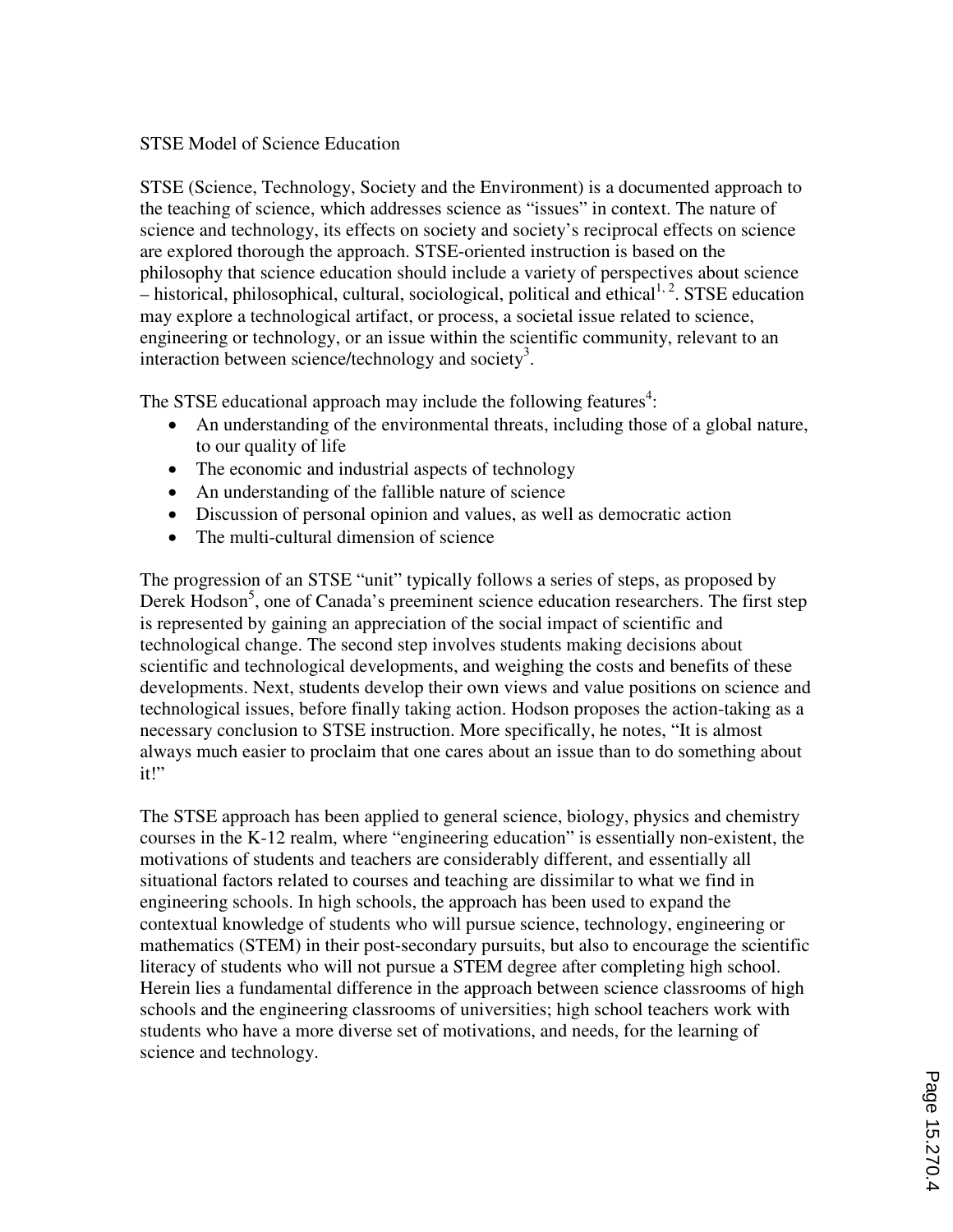## STSE Model of Science Education

STSE (Science, Technology, Society and the Environment) is a documented approach to the teaching of science, which addresses science as "issues" in context. The nature of science and technology, its effects on society and society's reciprocal effects on science are explored thorough the approach. STSE-oriented instruction is based on the philosophy that science education should include a variety of perspectives about science – historical, philosophical, cultural, sociological, political and ethical[1, 2]. STSE education may explore a technological artifact, or process, a societal issue related to science, engineering or technology, or an issue within the scientific community, relevant to an interaction between science/technology and society[3].

The STSE educational approach may include the following features[4]:

- An understanding of the environmental threats, including those of a global nature, to our quality of life
- The economic and industrial aspects of technology
- An understanding of the fallible nature of science
- Discussion of personal opinion and values, as well as democratic action
- The multi-cultural dimension of science

The progression of an STSE "unit" typically follows a series of steps, as proposed by Derek Hodson[5], one of Canada's preeminent science education researchers. The first step is represented by gaining an appreciation of the social impact of scientific and technological change. The second step involves students making decisions about scientific and technological developments, and weighing the costs and benefits of these developments. Next, students develop their own views and value positions on science and technological issues, before finally taking action. Hodson proposes the action-taking as a necessary conclusion to STSE instruction. More specifically, he notes, "It is almost always much easier to proclaim that one cares about an issue than to do something about it!"

The STSE approach has been applied to general science, biology, physics and chemistry courses in the K-12 realm, where "engineering education" is essentially non-existent, the motivations of students and teachers are considerably different, and essentially all situational factors related to courses and teaching are dissimilar to what we find in engineering schools. In high schools, the approach has been used to expand the contextual knowledge of students who will pursue science, technology, engineering or mathematics (STEM) in their post-secondary pursuits, but also to encourage the scientific literacy of students who will not pursue a STEM degree after completing high school. Herein lies a fundamental difference in the approach between science classrooms of high schools and the engineering classrooms of universities; high school teachers work with students who have a more diverse set of motivations, and needs, for the learning of science and technology.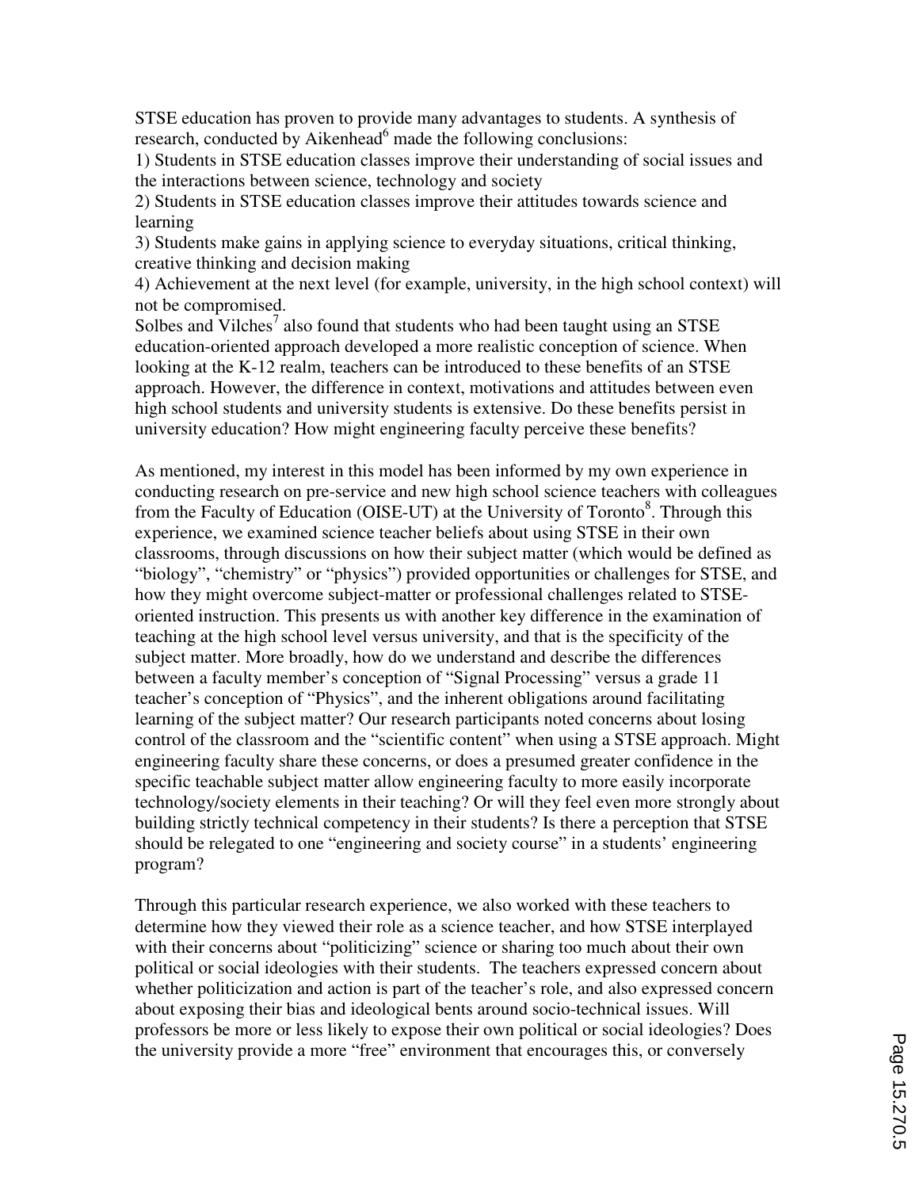STSE education has proven to provide many advantages to students. A synthesis of research, conducted by Aikenhead[6] made the following conclusions:

1) Students in STSE education classes improve their understanding of social issues and the interactions between science, technology and society
2) Students in STSE education classes improve their attitudes towards science and learning
3) Students make gains in applying science to everyday situations, critical thinking, creative thinking and decision making
4) Achievement at the next level (for example, university, in the high school context) will not be compromised.

Solbes and Vilches[7] also found that students who had been taught using an STSE education-oriented approach developed a more realistic conception of science. When looking at the K-12 realm, teachers can be introduced to these benefits of an STSE approach. However, the difference in context, motivations and attitudes between even high school students and university students is extensive. Do these benefits persist in university education? How might engineering faculty perceive these benefits?

As mentioned, my interest in this model has been informed by my own experience in conducting research on pre-service and new high school science teachers with colleagues from the Faculty of Education (OISE-UT) at the University of Toronto[8]. Through this experience, we examined science teacher beliefs about using STSE in their own classrooms, through discussions on how their subject matter (which would be defined as "biology", "chemistry" or "physics") provided opportunities or challenges for STSE, and how they might overcome subject-matter or professional challenges related to STSE-oriented instruction. This presents us with another key difference in the examination of teaching at the high school level versus university, and that is the specificity of the subject matter. More broadly, how do we understand and describe the differences between a faculty member's conception of "Signal Processing" versus a grade 11 teacher's conception of "Physics", and the inherent obligations around facilitating learning of the subject matter? Our research participants noted concerns about losing control of the classroom and the "scientific content" when using a STSE approach. Might engineering faculty share these concerns, or does a presumed greater confidence in the specific teachable subject matter allow engineering faculty to more easily incorporate technology/society elements in their teaching? Or will they feel even more strongly about building strictly technical competency in their students? Is there a perception that STSE should be relegated to one "engineering and society course" in a students' engineering program?

Through this particular research experience, we also worked with these teachers to determine how they viewed their role as a science teacher, and how STSE interplayed with their concerns about "politicizing" science or sharing too much about their own political or social ideologies with their students. The teachers expressed concern about whether politicization and action is part of the teacher's role, and also expressed concern about exposing their bias and ideological bents around socio-technical issues. Will professors be more or less likely to expose their own political or social ideologies? Does the university provide a more "free" environment that encourages this, or conversely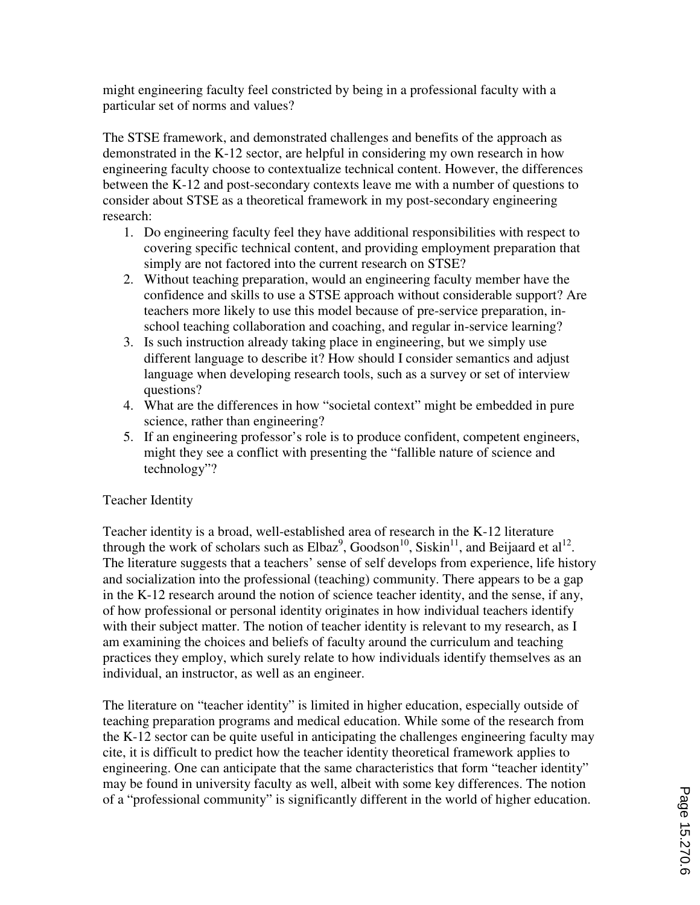might engineering faculty feel constricted by being in a professional faculty with a particular set of norms and values?

The STSE framework, and demonstrated challenges and benefits of the approach as demonstrated in the K-12 sector, are helpful in considering my own research in how engineering faculty choose to contextualize technical content. However, the differences between the K-12 and post-secondary contexts leave me with a number of questions to consider about STSE as a theoretical framework in my post-secondary engineering research:

1. Do engineering faculty feel they have additional responsibilities with respect to covering specific technical content, and providing employment preparation that simply are not factored into the current research on STSE?
2. Without teaching preparation, would an engineering faculty member have the confidence and skills to use a STSE approach without considerable support? Are teachers more likely to use this model because of pre-service preparation, in-school teaching collaboration and coaching, and regular in-service learning?
3. Is such instruction already taking place in engineering, but we simply use different language to describe it? How should I consider semantics and adjust language when developing research tools, such as a survey or set of interview questions?
4. What are the differences in how "societal context" might be embedded in pure science, rather than engineering?
5. If an engineering professor's role is to produce confident, competent engineers, might they see a conflict with presenting the "fallible nature of science and technology"?

Teacher Identity

Teacher identity is a broad, well-established area of research in the K-12 literature through the work of scholars such as Elbaz[9], Goodson[10], Siskin[11], and Beijaard et al[12]. The literature suggests that a teachers' sense of self develops from experience, life history and socialization into the professional (teaching) community. There appears to be a gap in the K-12 research around the notion of science teacher identity, and the sense, if any, of how professional or personal identity originates in how individual teachers identify with their subject matter. The notion of teacher identity is relevant to my research, as I am examining the choices and beliefs of faculty around the curriculum and teaching practices they employ, which surely relate to how individuals identify themselves as an individual, an instructor, as well as an engineer.

The literature on "teacher identity" is limited in higher education, especially outside of teaching preparation programs and medical education. While some of the research from the K-12 sector can be quite useful in anticipating the challenges engineering faculty may cite, it is difficult to predict how the teacher identity theoretical framework applies to engineering. One can anticipate that the same characteristics that form "teacher identity" may be found in university faculty as well, albeit with some key differences. The notion of a "professional community" is significantly different in the world of higher education.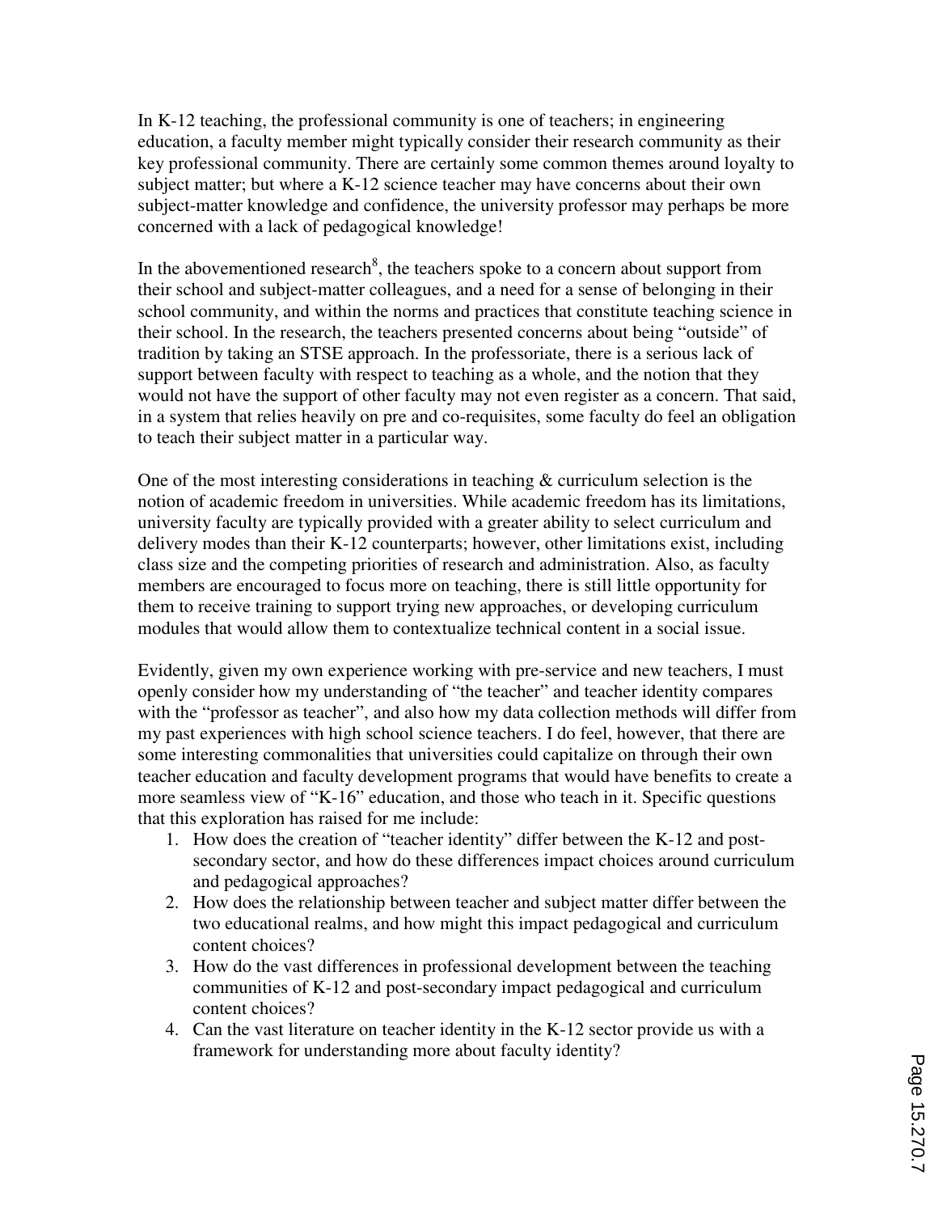In K-12 teaching, the professional community is one of teachers; in engineering education, a faculty member might typically consider their research community as their key professional community. There are certainly some common themes around loyalty to subject matter; but where a K-12 science teacher may have concerns about their own subject-matter knowledge and confidence, the university professor may perhaps be more concerned with a lack of pedagogical knowledge!

In the abovementioned research[8], the teachers spoke to a concern about support from their school and subject-matter colleagues, and a need for a sense of belonging in their school community, and within the norms and practices that constitute teaching science in their school. In the research, the teachers presented concerns about being "outside" of tradition by taking an STSE approach. In the professoriate, there is a serious lack of support between faculty with respect to teaching as a whole, and the notion that they would not have the support of other faculty may not even register as a concern. That said, in a system that relies heavily on pre and co-requisites, some faculty do feel an obligation to teach their subject matter in a particular way.

One of the most interesting considerations in teaching & curriculum selection is the notion of academic freedom in universities. While academic freedom has its limitations, university faculty are typically provided with a greater ability to select curriculum and delivery modes than their K-12 counterparts; however, other limitations exist, including class size and the competing priorities of research and administration. Also, as faculty members are encouraged to focus more on teaching, there is still little opportunity for them to receive training to support trying new approaches, or developing curriculum modules that would allow them to contextualize technical content in a social issue.

Evidently, given my own experience working with pre-service and new teachers, I must openly consider how my understanding of "the teacher" and teacher identity compares with the "professor as teacher", and also how my data collection methods will differ from my past experiences with high school science teachers. I do feel, however, that there are some interesting commonalities that universities could capitalize on through their own teacher education and faculty development programs that would have benefits to create a more seamless view of "K-16" education, and those who teach in it. Specific questions that this exploration has raised for me include:

1. How does the creation of "teacher identity" differ between the K-12 and post-secondary sector, and how do these differences impact choices around curriculum and pedagogical approaches?
2. How does the relationship between teacher and subject matter differ between the two educational realms, and how might this impact pedagogical and curriculum content choices?
3. How do the vast differences in professional development between the teaching communities of K-12 and post-secondary impact pedagogical and curriculum content choices?
4. Can the vast literature on teacher identity in the K-12 sector provide us with a framework for understanding more about faculty identity?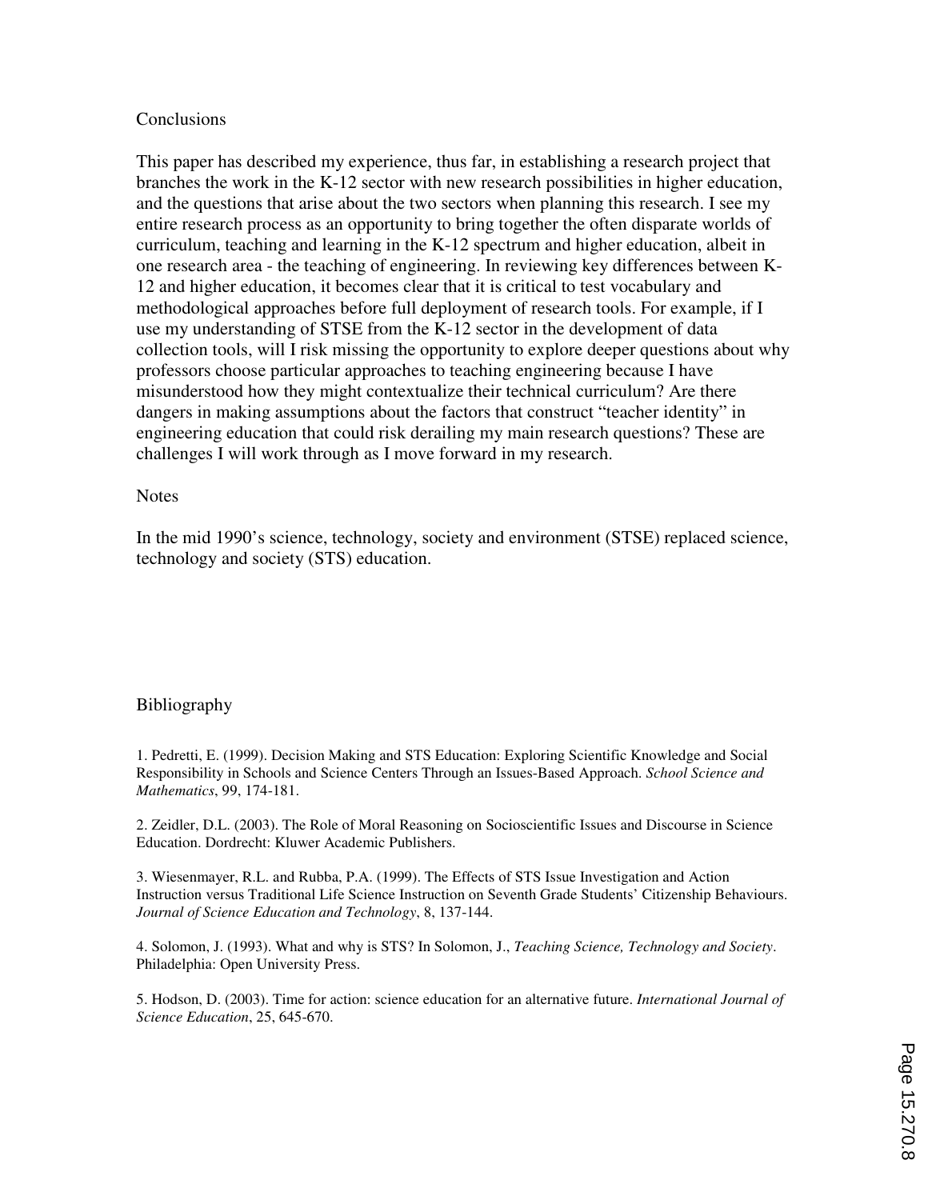## Conclusions

This paper has described my experience, thus far, in establishing a research project that branches the work in the K-12 sector with new research possibilities in higher education, and the questions that arise about the two sectors when planning this research. I see my entire research process as an opportunity to bring together the often disparate worlds of curriculum, teaching and learning in the K-12 spectrum and higher education, albeit in one research area - the teaching of engineering. In reviewing key differences between K-12 and higher education, it becomes clear that it is critical to test vocabulary and methodological approaches before full deployment of research tools. For example, if I use my understanding of STSE from the K-12 sector in the development of data collection tools, will I risk missing the opportunity to explore deeper questions about why professors choose particular approaches to teaching engineering because I have misunderstood how they might contextualize their technical curriculum? Are there dangers in making assumptions about the factors that construct "teacher identity" in engineering education that could risk derailing my main research questions? These are challenges I will work through as I move forward in my research.

## Notes

In the mid 1990's science, technology, society and environment (STSE) replaced science, technology and society (STS) education.

## Bibliography

1. Pedretti, E. (1999). Decision Making and STS Education: Exploring Scientific Knowledge and Social Responsibility in Schools and Science Centers Through an Issues-Based Approach. *School Science and Mathematics*, 99, 174-181.

2. Zeidler, D.L. (2003). The Role of Moral Reasoning on Socioscientific Issues and Discourse in Science Education. Dordrecht: Kluwer Academic Publishers.

3. Wiesenmayer, R.L. and Rubba, P.A. (1999). The Effects of STS Issue Investigation and Action Instruction versus Traditional Life Science Instruction on Seventh Grade Students' Citizenship Behaviours. *Journal of Science Education and Technology*, 8, 137-144.

4. Solomon, J. (1993). What and why is STS? In Solomon, J., *Teaching Science, Technology and Society*. Philadelphia: Open University Press.

5. Hodson, D. (2003). Time for action: science education for an alternative future. *International Journal of Science Education*, 25, 645-670.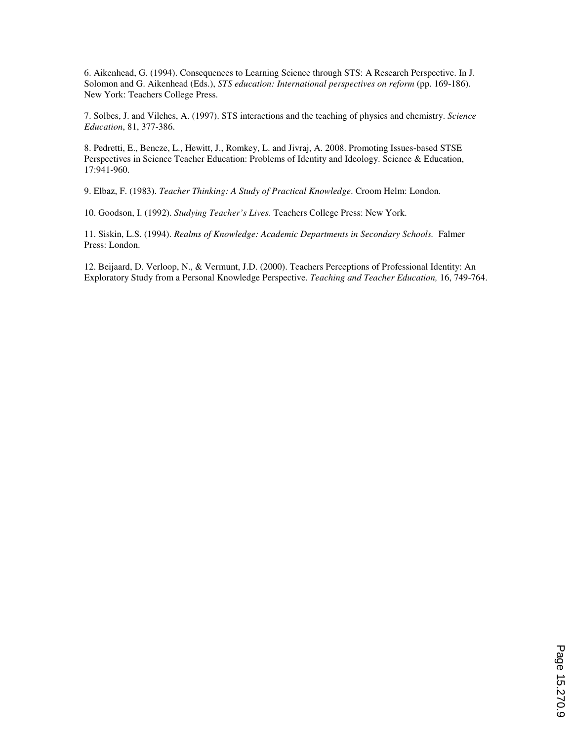6. Aikenhead, G. (1994). Consequences to Learning Science through STS: A Research Perspective. In J. Solomon and G. Aikenhead (Eds.), *STS education: International perspectives on reform* (pp. 169-186). New York: Teachers College Press.

7. Solbes, J. and Vilches, A. (1997). STS interactions and the teaching of physics and chemistry. *Science Education*, 81, 377-386.

8. Pedretti, E., Bencze, L., Hewitt, J., Romkey, L. and Jivraj, A. 2008. Promoting Issues-based STSE Perspectives in Science Teacher Education: Problems of Identity and Ideology. Science & Education, 17:941-960.

9. Elbaz, F. (1983). *Teacher Thinking: A Study of Practical Knowledge*. Croom Helm: London.

10. Goodson, I. (1992). *Studying Teacher's Lives*. Teachers College Press: New York.

11. Siskin, L.S. (1994). *Realms of Knowledge: Academic Departments in Secondary Schools.* Falmer Press: London.

12. Beijaard, D. Verloop, N., & Vermunt, J.D. (2000). Teachers Perceptions of Professional Identity: An Exploratory Study from a Personal Knowledge Perspective. *Teaching and Teacher Education,* 16, 749-764.